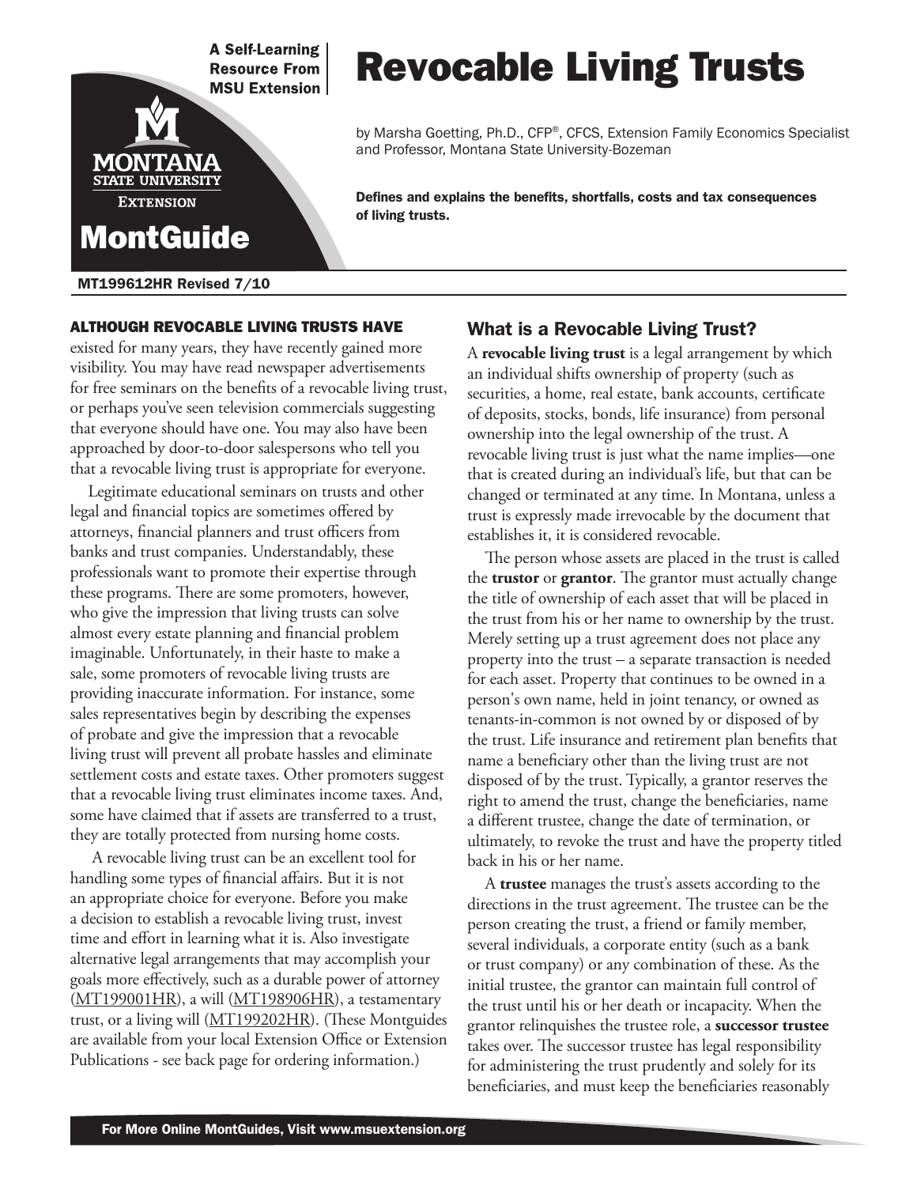A Self-Learning Resource From MSU Extension

MontGuide

MT199612HR Revised 7/10

# Revocable Living Trusts

by Marsha Goetting, Ph.D., CFP®, CFCS, Extension Family Economics Specialist and Professor, Montana State University-Bozeman

**Defines and explains the benefits, shortfalls, costs and tax consequences of living trusts.**

ALTHOUGH REVOCABLE LIVING TRUSTS HAVE existed for many years, they have recently gained more visibility. You may have read newspaper advertisements for free seminars on the benefits of a revocable living trust, or perhaps you've seen television commercials suggesting that everyone should have one. You may also have been approached by door-to-door salespersons who tell you that a revocable living trust is appropriate for everyone.

Legitimate educational seminars on trusts and other legal and financial topics are sometimes offered by attorneys, financial planners and trust officers from banks and trust companies. Understandably, these professionals want to promote their expertise through these programs. There are some promoters, however, who give the impression that living trusts can solve almost every estate planning and financial problem imaginable. Unfortunately, in their haste to make a sale, some promoters of revocable living trusts are providing inaccurate information. For instance, some sales representatives begin by describing the expenses of probate and give the impression that a revocable living trust will prevent all probate hassles and eliminate settlement costs and estate taxes. Other promoters suggest that a revocable living trust eliminates income taxes. And, some have claimed that if assets are transferred to a trust, they are totally protected from nursing home costs.

A revocable living trust can be an excellent tool for handling some types of financial affairs. But it is not an appropriate choice for everyone. Before you make a decision to establish a revocable living trust, invest time and effort in learning what it is. Also investigate alternative legal arrangements that may accomplish your goals more effectively, such as a durable power of attorney (MT199001HR), a will (MT198906HR), a testamentary trust, or a living will (MT199202HR). (These Montguides are available from your local Extension Office or Extension Publications - see back page for ordering information.)

## What is a Revocable Living Trust?

A **revocable living trust** is a legal arrangement by which an individual shifts ownership of property (such as securities, a home, real estate, bank accounts, certificate of deposits, stocks, bonds, life insurance) from personal ownership into the legal ownership of the trust. A revocable living trust is just what the name implies—one that is created during an individual's life, but that can be changed or terminated at any time. In Montana, unless a trust is expressly made irrevocable by the document that establishes it, it is considered revocable.

The person whose assets are placed in the trust is called the **trustor** or **grantor**. The grantor must actually change the title of ownership of each asset that will be placed in the trust from his or her name to ownership by the trust. Merely setting up a trust agreement does not place any property into the trust – a separate transaction is needed for each asset. Property that continues to be owned in a person's own name, held in joint tenancy, or owned as tenants-in-common is not owned by or disposed of by the trust. Life insurance and retirement plan benefits that name a beneficiary other than the living trust are not disposed of by the trust. Typically, a grantor reserves the right to amend the trust, change the beneficiaries, name a different trustee, change the date of termination, or ultimately, to revoke the trust and have the property titled back in his or her name.

A **trustee** manages the trust's assets according to the directions in the trust agreement. The trustee can be the person creating the trust, a friend or family member, several individuals, a corporate entity (such as a bank or trust company) or any combination of these. As the initial trustee, the grantor can maintain full control of the trust until his or her death or incapacity. When the grantor relinquishes the trustee role, a **successor trustee** takes over. The successor trustee has legal responsibility for administering the trust prudently and solely for its beneficiaries, and must keep the beneficiaries reasonably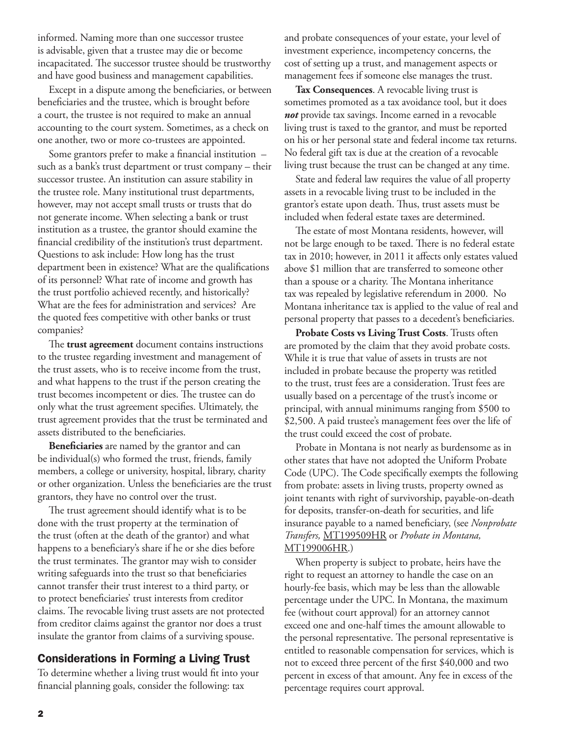informed. Naming more than one successor trustee is advisable, given that a trustee may die or become incapacitated. The successor trustee should be trustworthy and have good business and management capabilities.

Except in a dispute among the beneficiaries, or between beneficiaries and the trustee, which is brought before a court, the trustee is not required to make an annual accounting to the court system. Sometimes, as a check on one another, two or more co-trustees are appointed.

Some grantors prefer to make a financial institution – such as a bank's trust department or trust company – their successor trustee. An institution can assure stability in the trustee role. Many institutional trust departments, however, may not accept small trusts or trusts that do not generate income. When selecting a bank or trust institution as a trustee, the grantor should examine the financial credibility of the institution's trust department. Questions to ask include: How long has the trust department been in existence? What are the qualifications of its personnel? What rate of income and growth has the trust portfolio achieved recently, and historically? What are the fees for administration and services? Are the quoted fees competitive with other banks or trust companies?

The **trust agreement** document contains instructions to the trustee regarding investment and management of the trust assets, who is to receive income from the trust, and what happens to the trust if the person creating the trust becomes incompetent or dies. The trustee can do only what the trust agreement specifies. Ultimately, the trust agreement provides that the trust be terminated and assets distributed to the beneficiaries.

**Beneficiaries** are named by the grantor and can be individual(s) who formed the trust, friends, family members, a college or university, hospital, library, charity or other organization. Unless the beneficiaries are the trust grantors, they have no control over the trust.

The trust agreement should identify what is to be done with the trust property at the termination of the trust (often at the death of the grantor) and what happens to a beneficiary's share if he or she dies before the trust terminates. The grantor may wish to consider writing safeguards into the trust so that beneficiaries cannot transfer their trust interest to a third party, or to protect beneficiaries' trust interests from creditor claims. The revocable living trust assets are not protected from creditor claims against the grantor nor does a trust insulate the grantor from claims of a surviving spouse.

## Considerations in Forming a Living Trust

To determine whether a living trust would fit into your financial planning goals, consider the following: tax and probate consequences of your estate, your level of investment experience, incompetency concerns, the cost of setting up a trust, and management aspects or management fees if someone else manages the trust.

**Tax Consequences**. A revocable living trust is sometimes promoted as a tax avoidance tool, but it does ***not*** provide tax savings. Income earned in a revocable living trust is taxed to the grantor, and must be reported on his or her personal state and federal income tax returns. No federal gift tax is due at the creation of a revocable living trust because the trust can be changed at any time.

State and federal law requires the value of all property assets in a revocable living trust to be included in the grantor's estate upon death. Thus, trust assets must be included when federal estate taxes are determined.

The estate of most Montana residents, however, will not be large enough to be taxed. There is no federal estate tax in 2010; however, in 2011 it affects only estates valued above $1 million that are transferred to someone other than a spouse or a charity. The Montana inheritance tax was repealed by legislative referendum in 2000. No Montana inheritance tax is applied to the value of real and personal property that passes to a decedent's beneficiaries.

**Probate Costs vs Living Trust Costs**. Trusts often are promoted by the claim that they avoid probate costs. While it is true that value of assets in trusts are not included in probate because the property was retitled to the trust, trust fees are a consideration. Trust fees are usually based on a percentage of the trust's income or principal, with annual minimums ranging from $500 to $2,500. A paid trustee's management fees over the life of the trust could exceed the cost of probate.

Probate in Montana is not nearly as burdensome as in other states that have not adopted the Uniform Probate Code (UPC). The Code specifically exempts the following from probate: assets in living trusts, property owned as joint tenants with right of survivorship, payable-on-death for deposits, transfer-on-death for securities, and life insurance payable to a named beneficiary, (see *Nonprobate Transfers,* MT199509HR or *Probate in Montana,* MT199006HR.)

When property is subject to probate, heirs have the right to request an attorney to handle the case on an hourly-fee basis, which may be less than the allowable percentage under the UPC. In Montana, the maximum fee (without court approval) for an attorney cannot exceed one and one-half times the amount allowable to the personal representative. The personal representative is entitled to reasonable compensation for services, which is not to exceed three percent of the first $40,000 and two percent in excess of that amount. Any fee in excess of the percentage requires court approval.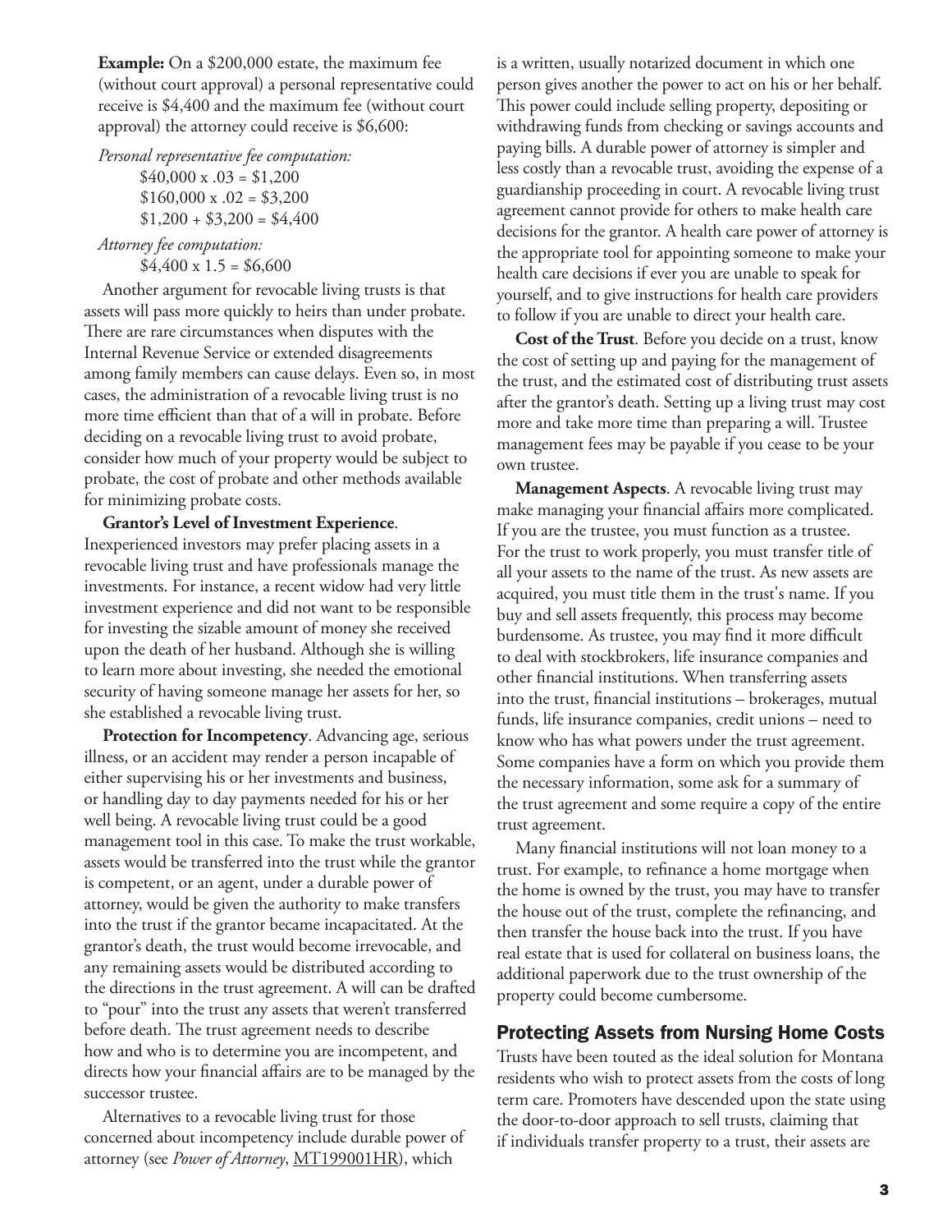**Example:** On a $200,000 estate, the maximum fee (without court approval) a personal representative could receive is $4,400 and the maximum fee (without court approval) the attorney could receive is $6,600:

*Personal representative fee computation:*

$40,000 x .03 = $1,200
$160,000 x .02 = $3,200
$1,200 + $3,200 = $4,400

*Attorney fee computation:*

$4,400 x 1.5 = $6,600

Another argument for revocable living trusts is that assets will pass more quickly to heirs than under probate. There are rare circumstances when disputes with the Internal Revenue Service or extended disagreements among family members can cause delays. Even so, in most cases, the administration of a revocable living trust is no more time efficient than that of a will in probate. Before deciding on a revocable living trust to avoid probate, consider how much of your property would be subject to probate, the cost of probate and other methods available for minimizing probate costs.

**Grantor's Level of Investment Experience**. Inexperienced investors may prefer placing assets in a revocable living trust and have professionals manage the investments. For instance, a recent widow had very little investment experience and did not want to be responsible for investing the sizable amount of money she received upon the death of her husband. Although she is willing to learn more about investing, she needed the emotional security of having someone manage her assets for her, so she established a revocable living trust.

**Protection for Incompetency**. Advancing age, serious illness, or an accident may render a person incapable of either supervising his or her investments and business, or handling day to day payments needed for his or her well being. A revocable living trust could be a good management tool in this case. To make the trust workable, assets would be transferred into the trust while the grantor is competent, or an agent, under a durable power of attorney, would be given the authority to make transfers into the trust if the grantor became incapacitated. At the grantor's death, the trust would become irrevocable, and any remaining assets would be distributed according to the directions in the trust agreement. A will can be drafted to "pour" into the trust any assets that weren't transferred before death. The trust agreement needs to describe how and who is to determine you are incompetent, and directs how your financial affairs are to be managed by the successor trustee.

Alternatives to a revocable living trust for those concerned about incompetency include durable power of attorney (see *Power of Attorney*, MT199001HR), which is a written, usually notarized document in which one person gives another the power to act on his or her behalf. This power could include selling property, depositing or withdrawing funds from checking or savings accounts and paying bills. A durable power of attorney is simpler and less costly than a revocable trust, avoiding the expense of a guardianship proceeding in court. A revocable living trust agreement cannot provide for others to make health care decisions for the grantor. A health care power of attorney is the appropriate tool for appointing someone to make your health care decisions if ever you are unable to speak for yourself, and to give instructions for health care providers to follow if you are unable to direct your health care.

**Cost of the Trust**. Before you decide on a trust, know the cost of setting up and paying for the management of the trust, and the estimated cost of distributing trust assets after the grantor's death. Setting up a living trust may cost more and take more time than preparing a will. Trustee management fees may be payable if you cease to be your own trustee.

**Management Aspects**. A revocable living trust may make managing your financial affairs more complicated. If you are the trustee, you must function as a trustee. For the trust to work properly, you must transfer title of all your assets to the name of the trust. As new assets are acquired, you must title them in the trust's name. If you buy and sell assets frequently, this process may become burdensome. As trustee, you may find it more difficult to deal with stockbrokers, life insurance companies and other financial institutions. When transferring assets into the trust, financial institutions – brokerages, mutual funds, life insurance companies, credit unions – need to know who has what powers under the trust agreement. Some companies have a form on which you provide them the necessary information, some ask for a summary of the trust agreement and some require a copy of the entire trust agreement.

Many financial institutions will not loan money to a trust. For example, to refinance a home mortgage when the home is owned by the trust, you may have to transfer the house out of the trust, complete the refinancing, and then transfer the house back into the trust. If you have real estate that is used for collateral on business loans, the additional paperwork due to the trust ownership of the property could become cumbersome.

## Protecting Assets from Nursing Home Costs

Trusts have been touted as the ideal solution for Montana residents who wish to protect assets from the costs of long term care. Promoters have descended upon the state using the door-to-door approach to sell trusts, claiming that if individuals transfer property to a trust, their assets are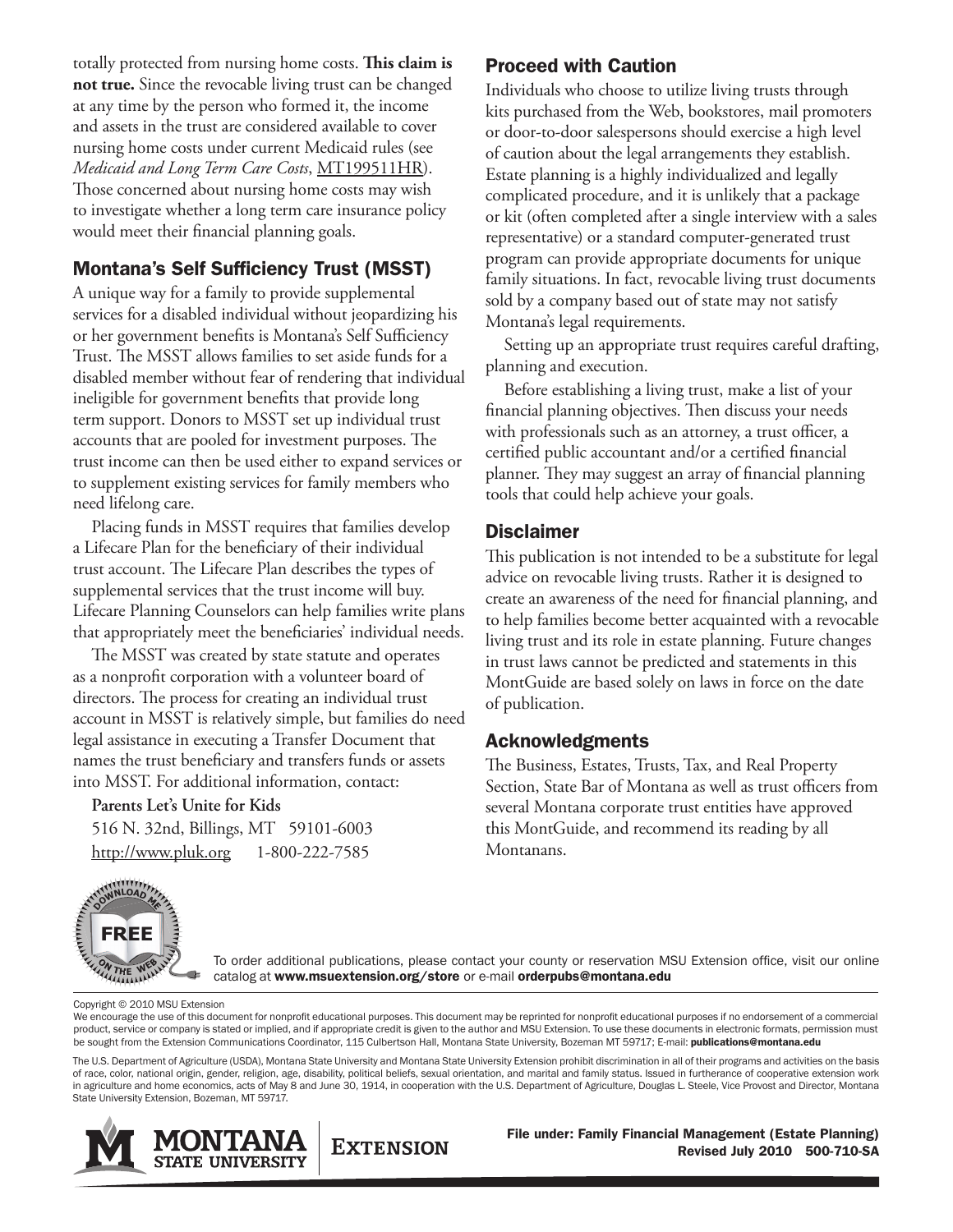totally protected from nursing home costs. **This claim is not true.** Since the revocable living trust can be changed at any time by the person who formed it, the income and assets in the trust are considered available to cover nursing home costs under current Medicaid rules (see *Medicaid and Long Term Care Costs*, MT199511HR). Those concerned about nursing home costs may wish to investigate whether a long term care insurance policy would meet their financial planning goals.

## Montana's Self Sufficiency Trust (MSST)

A unique way for a family to provide supplemental services for a disabled individual without jeopardizing his or her government benefits is Montana's Self Sufficiency Trust. The MSST allows families to set aside funds for a disabled member without fear of rendering that individual ineligible for government benefits that provide long term support. Donors to MSST set up individual trust accounts that are pooled for investment purposes. The trust income can then be used either to expand services or to supplement existing services for family members who need lifelong care.

Placing funds in MSST requires that families develop a Lifecare Plan for the beneficiary of their individual trust account. The Lifecare Plan describes the types of supplemental services that the trust income will buy. Lifecare Planning Counselors can help families write plans that appropriately meet the beneficiaries' individual needs.

The MSST was created by state statute and operates as a nonprofit corporation with a volunteer board of directors. The process for creating an individual trust account in MSST is relatively simple, but families do need legal assistance in executing a Transfer Document that names the trust beneficiary and transfers funds or assets into MSST. For additional information, contact:

**Parents Let's Unite for Kids**
516 N. 32nd, Billings, MT 59101-6003
http://www.pluk.org 1-800-222-7585

## Proceed with Caution

Individuals who choose to utilize living trusts through kits purchased from the Web, bookstores, mail promoters or door-to-door salespersons should exercise a high level of caution about the legal arrangements they establish. Estate planning is a highly individualized and legally complicated procedure, and it is unlikely that a package or kit (often completed after a single interview with a sales representative) or a standard computer-generated trust program can provide appropriate documents for unique family situations. In fact, revocable living trust documents sold by a company based out of state may not satisfy Montana's legal requirements.

Setting up an appropriate trust requires careful drafting, planning and execution.

Before establishing a living trust, make a list of your financial planning objectives. Then discuss your needs with professionals such as an attorney, a trust officer, a certified public accountant and/or a certified financial planner. They may suggest an array of financial planning tools that could help achieve your goals.

## Disclaimer

This publication is not intended to be a substitute for legal advice on revocable living trusts. Rather it is designed to create an awareness of the need for financial planning, and to help families become better acquainted with a revocable living trust and its role in estate planning. Future changes in trust laws cannot be predicted and statements in this MontGuide are based solely on laws in force on the date of publication.

## Acknowledgments

The Business, Estates, Trusts, Tax, and Real Property Section, State Bar of Montana as well as trust officers from several Montana corporate trust entities have approved this MontGuide, and recommend its reading by all Montanans.

To order additional publications, please contact your county or reservation MSU Extension office, visit our online catalog at **www.msuextension.org/store** or e-mail **orderpubs@montana.edu**

Copyright © 2010 MSU Extension

We encourage the use of this document for nonprofit educational purposes. This document may be reprinted for nonprofit educational purposes if no endorsement of a commercial product, service or company is stated or implied, and if appropriate credit is given to the author and MSU Extension. To use these documents in electronic formats, permission must be sought from the Extension Communications Coordinator, 115 Culbertson Hall, Montana State University, Bozeman MT 59717; E-mail: **publications@montana.edu**

The U.S. Department of Agriculture (USDA), Montana State University and Montana State University Extension prohibit discrimination in all of their programs and activities on the basis of race, color, national origin, gender, religion, age, disability, political beliefs, sexual orientation, and marital and family status. Issued in furtherance of cooperative extension work in agriculture and home economics, acts of May 8 and June 30, 1914, in cooperation with the U.S. Department of Agriculture, Douglas L. Steele, Vice Provost and Director, Montana State University Extension, Bozeman, MT 59717.

**File under: Family Financial Management (Estate Planning)**
**Revised July 2010 500-710-SA**